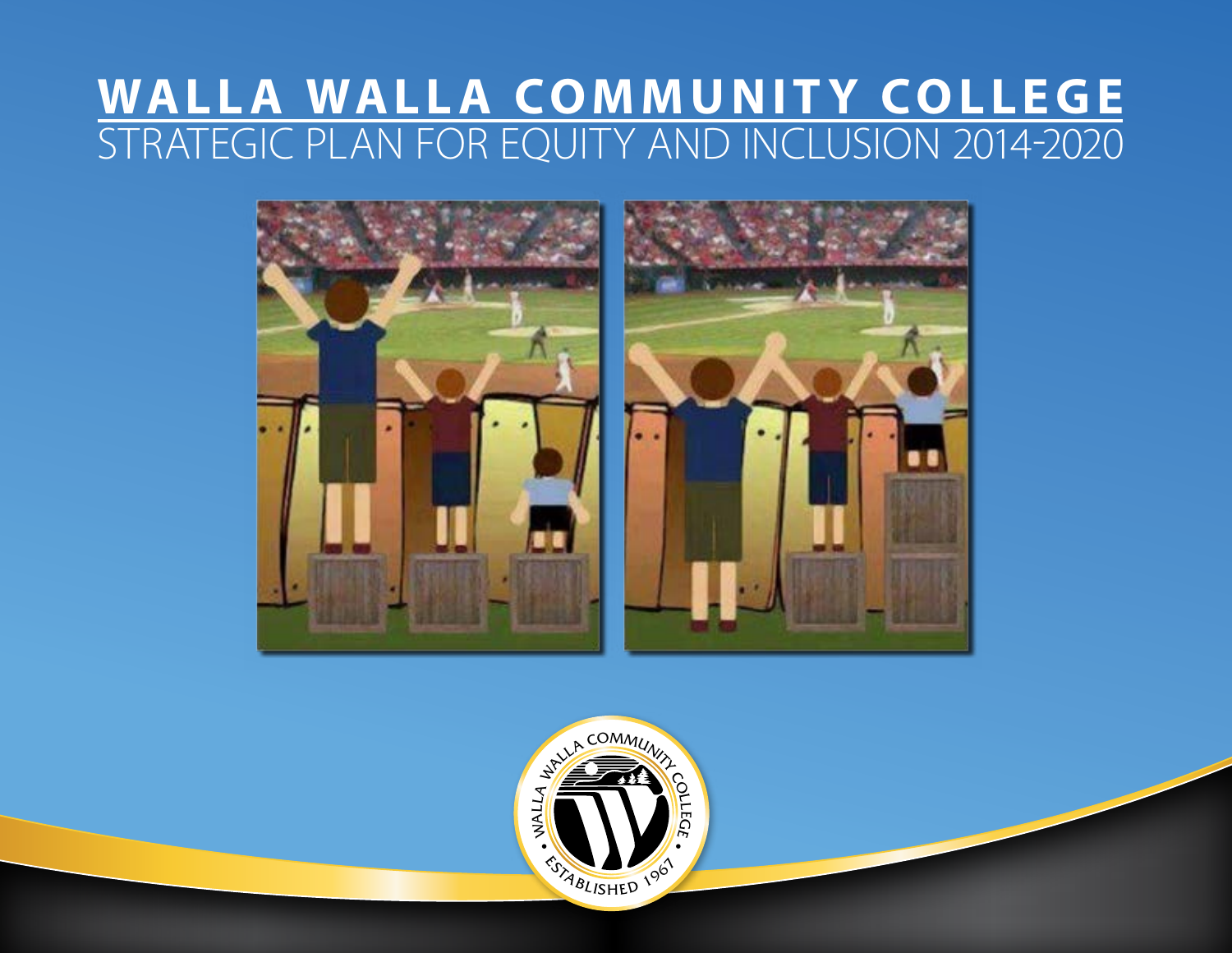# WALLA WALLA COMMUNITY COLLEGE
## STRATEGIC PLAN FOR EQUITY AND INCLUSION 2014-2020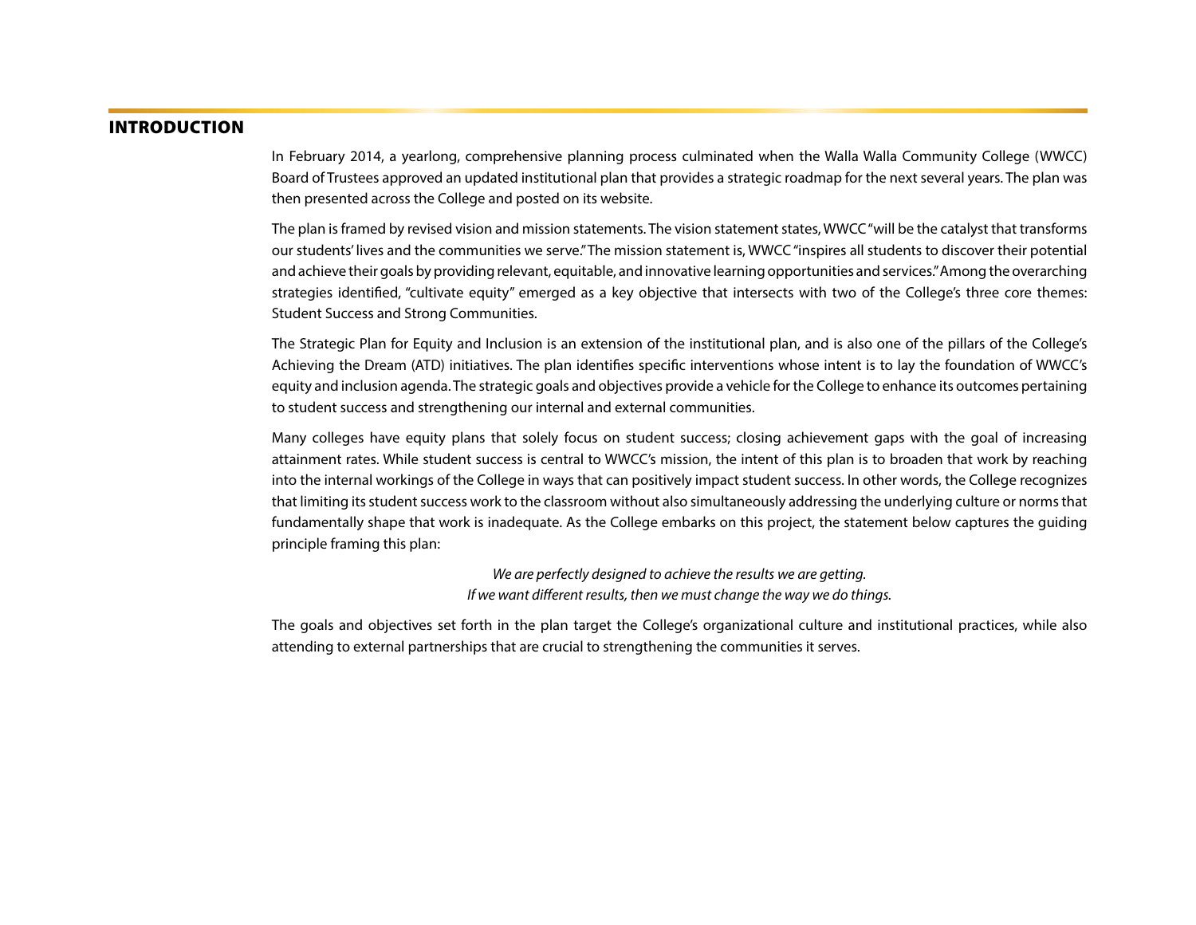## INTRODUCTION

In February 2014, a yearlong, comprehensive planning process culminated when the Walla Walla Community College (WWCC) Board of Trustees approved an updated institutional plan that provides a strategic roadmap for the next several years. The plan was then presented across the College and posted on its website.

The plan is framed by revised vision and mission statements. The vision statement states, WWCC "will be the catalyst that transforms our students' lives and the communities we serve." The mission statement is, WWCC "inspires all students to discover their potential and achieve their goals by providing relevant, equitable, and innovative learning opportunities and services." Among the overarching strategies identified, "cultivate equity" emerged as a key objective that intersects with two of the College's three core themes: Student Success and Strong Communities.

The Strategic Plan for Equity and Inclusion is an extension of the institutional plan, and is also one of the pillars of the College's Achieving the Dream (ATD) initiatives. The plan identifies specific interventions whose intent is to lay the foundation of WWCC's equity and inclusion agenda. The strategic goals and objectives provide a vehicle for the College to enhance its outcomes pertaining to student success and strengthening our internal and external communities.

Many colleges have equity plans that solely focus on student success; closing achievement gaps with the goal of increasing attainment rates. While student success is central to WWCC's mission, the intent of this plan is to broaden that work by reaching into the internal workings of the College in ways that can positively impact student success. In other words, the College recognizes that limiting its student success work to the classroom without also simultaneously addressing the underlying culture or norms that fundamentally shape that work is inadequate. As the College embarks on this project, the statement below captures the guiding principle framing this plan:

*We are perfectly designed to achieve the results we are getting.*
*If we want different results, then we must change the way we do things.*

The goals and objectives set forth in the plan target the College's organizational culture and institutional practices, while also attending to external partnerships that are crucial to strengthening the communities it serves.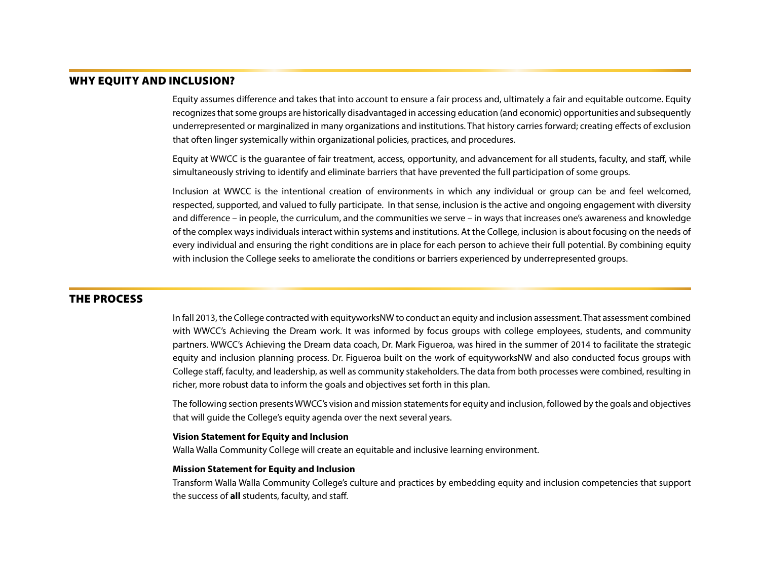## WHY EQUITY AND INCLUSION?

Equity assumes difference and takes that into account to ensure a fair process and, ultimately a fair and equitable outcome. Equity recognizes that some groups are historically disadvantaged in accessing education (and economic) opportunities and subsequently underrepresented or marginalized in many organizations and institutions. That history carries forward; creating effects of exclusion that often linger systemically within organizational policies, practices, and procedures.

Equity at WWCC is the guarantee of fair treatment, access, opportunity, and advancement for all students, faculty, and staff, while simultaneously striving to identify and eliminate barriers that have prevented the full participation of some groups.

Inclusion at WWCC is the intentional creation of environments in which any individual or group can be and feel welcomed, respected, supported, and valued to fully participate. In that sense, inclusion is the active and ongoing engagement with diversity and difference – in people, the curriculum, and the communities we serve – in ways that increases one's awareness and knowledge of the complex ways individuals interact within systems and institutions. At the College, inclusion is about focusing on the needs of every individual and ensuring the right conditions are in place for each person to achieve their full potential. By combining equity with inclusion the College seeks to ameliorate the conditions or barriers experienced by underrepresented groups.

## THE PROCESS

In fall 2013, the College contracted with equityworksNW to conduct an equity and inclusion assessment. That assessment combined with WWCC's Achieving the Dream work. It was informed by focus groups with college employees, students, and community partners. WWCC's Achieving the Dream data coach, Dr. Mark Figueroa, was hired in the summer of 2014 to facilitate the strategic equity and inclusion planning process. Dr. Figueroa built on the work of equityworksNW and also conducted focus groups with College staff, faculty, and leadership, as well as community stakeholders. The data from both processes were combined, resulting in richer, more robust data to inform the goals and objectives set forth in this plan.

The following section presents WWCC's vision and mission statements for equity and inclusion, followed by the goals and objectives that will guide the College's equity agenda over the next several years.

**Vision Statement for Equity and Inclusion**
Walla Walla Community College will create an equitable and inclusive learning environment.

**Mission Statement for Equity and Inclusion**
Transform Walla Walla Community College's culture and practices by embedding equity and inclusion competencies that support the success of **all** students, faculty, and staff.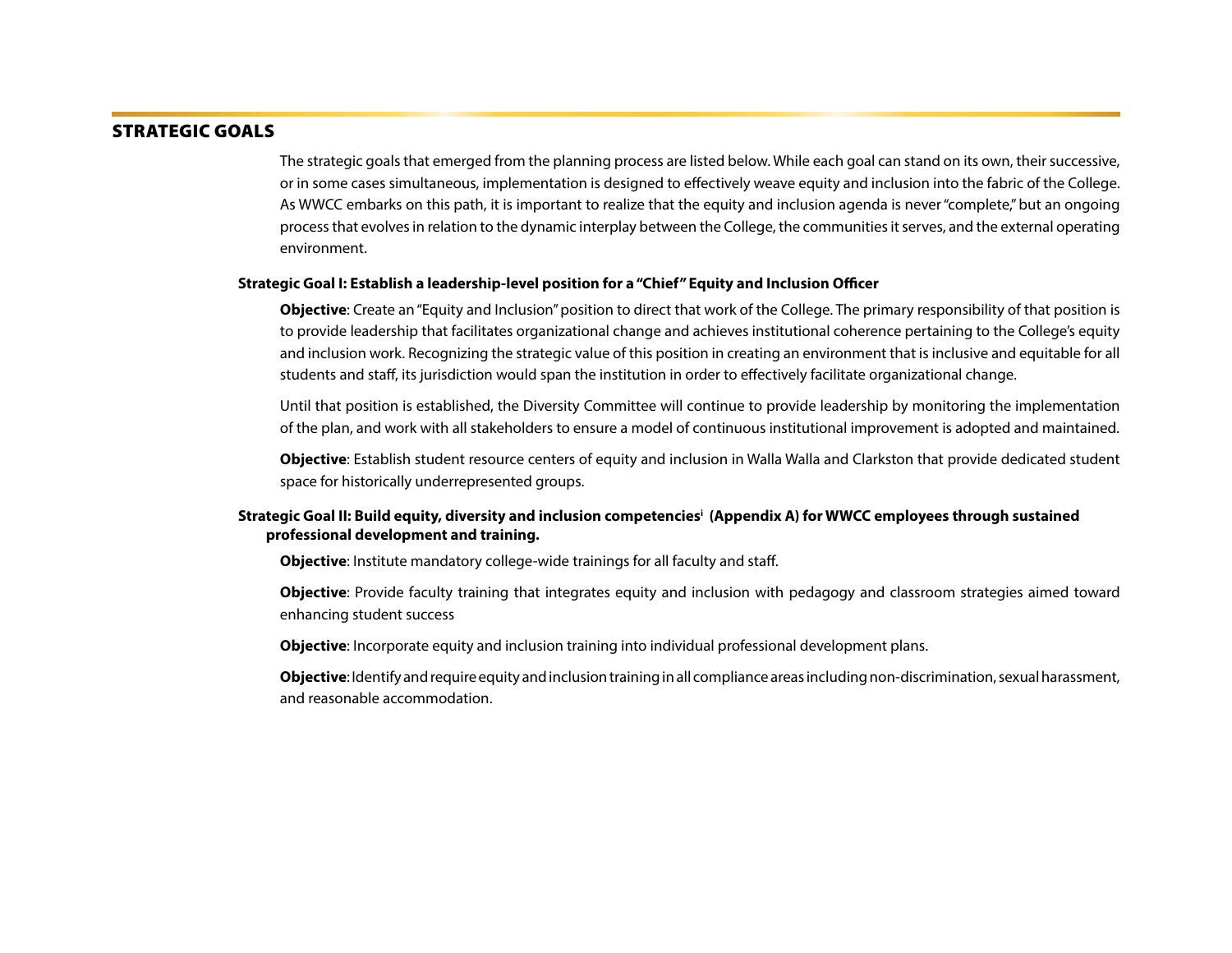## STRATEGIC GOALS

The strategic goals that emerged from the planning process are listed below. While each goal can stand on its own, their successive, or in some cases simultaneous, implementation is designed to effectively weave equity and inclusion into the fabric of the College. As WWCC embarks on this path, it is important to realize that the equity and inclusion agenda is never "complete," but an ongoing process that evolves in relation to the dynamic interplay between the College, the communities it serves, and the external operating environment.

### Strategic Goal I: Establish a leadership-level position for a "Chief" Equity and Inclusion Officer

**Objective**: Create an "Equity and Inclusion" position to direct that work of the College. The primary responsibility of that position is to provide leadership that facilitates organizational change and achieves institutional coherence pertaining to the College's equity and inclusion work. Recognizing the strategic value of this position in creating an environment that is inclusive and equitable for all students and staff, its jurisdiction would span the institution in order to effectively facilitate organizational change.

Until that position is established, the Diversity Committee will continue to provide leadership by monitoring the implementation of the plan, and work with all stakeholders to ensure a model of continuous institutional improvement is adopted and maintained.

**Objective**: Establish student resource centers of equity and inclusion in Walla Walla and Clarkston that provide dedicated student space for historically underrepresented groups.

### Strategic Goal II: Build equity, diversity and inclusion competencies[i] (Appendix A) for WWCC employees through sustained professional development and training.

**Objective**: Institute mandatory college-wide trainings for all faculty and staff.

**Objective**: Provide faculty training that integrates equity and inclusion with pedagogy and classroom strategies aimed toward enhancing student success

**Objective**: Incorporate equity and inclusion training into individual professional development plans.

**Objective**: Identify and require equity and inclusion training in all compliance areas including non-discrimination, sexual harassment, and reasonable accommodation.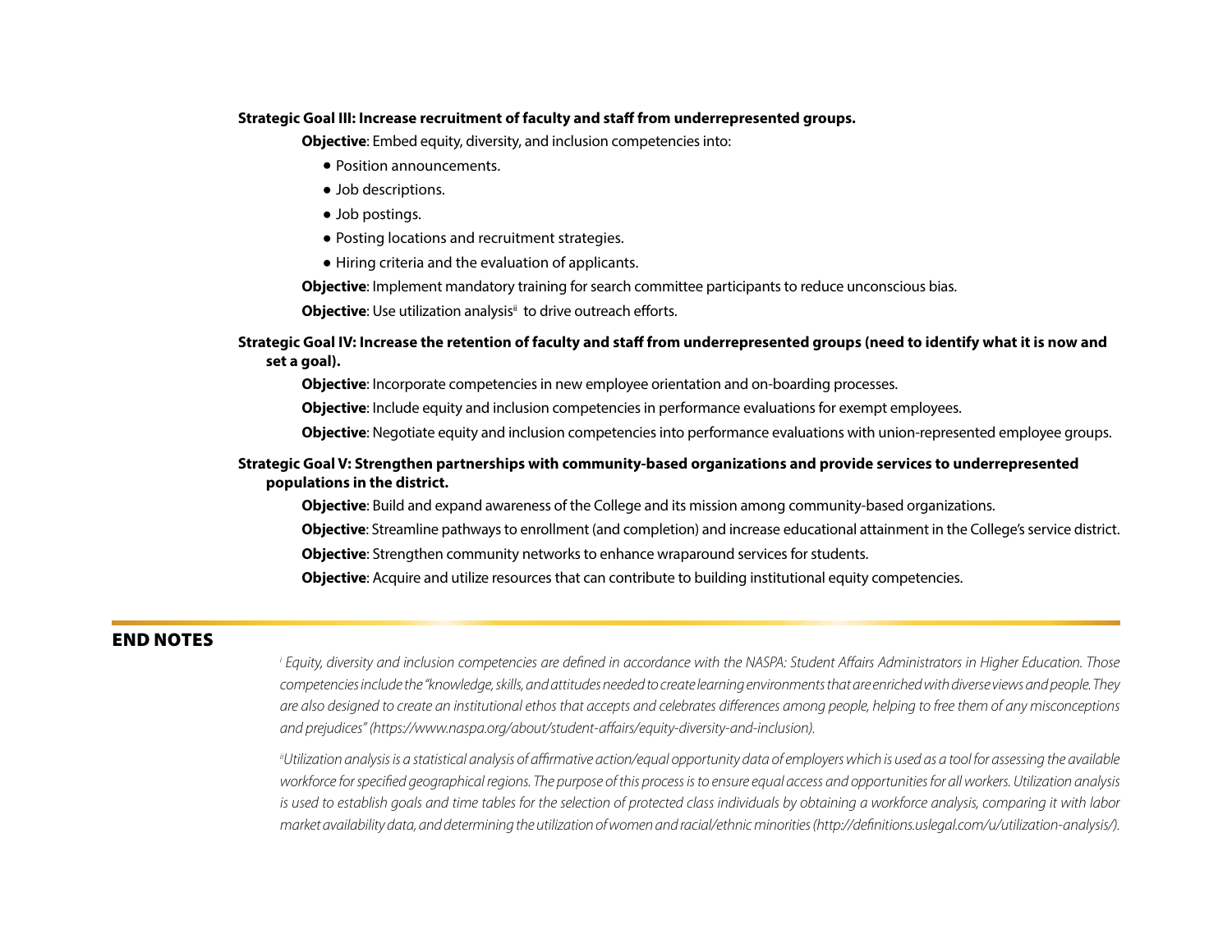**Strategic Goal III: Increase recruitment of faculty and staff from underrepresented groups.**

**Objective**: Embed equity, diversity, and inclusion competencies into:

- Position announcements.
- Job descriptions.
- Job postings.
- Posting locations and recruitment strategies.
- Hiring criteria and the evaluation of applicants.

**Objective**: Implement mandatory training for search committee participants to reduce unconscious bias.

**Objective**: Use utilization analysis[ii] to drive outreach efforts.

**Strategic Goal IV: Increase the retention of faculty and staff from underrepresented groups (need to identify what it is now and set a goal).**

**Objective**: Incorporate competencies in new employee orientation and on-boarding processes.

**Objective**: Include equity and inclusion competencies in performance evaluations for exempt employees.

**Objective**: Negotiate equity and inclusion competencies into performance evaluations with union-represented employee groups.

**Strategic Goal V: Strengthen partnerships with community-based organizations and provide services to underrepresented populations in the district.**

**Objective**: Build and expand awareness of the College and its mission among community-based organizations.

**Objective**: Streamline pathways to enrollment (and completion) and increase educational attainment in the College's service district.

**Objective**: Strengthen community networks to enhance wraparound services for students.

**Objective**: Acquire and utilize resources that can contribute to building institutional equity competencies.

## END NOTES

*[i] Equity, diversity and inclusion competencies are defined in accordance with the NASPA: Student Affairs Administrators in Higher Education. Those competencies include the "knowledge, skills, and attitudes needed to create learning environments that are enriched with diverse views and people. They are also designed to create an institutional ethos that accepts and celebrates differences among people, helping to free them of any misconceptions and prejudices" (https://www.naspa.org/about/student-affairs/equity-diversity-and-inclusion).*

*[ii]Utilization analysis is a statistical analysis of affirmative action/equal opportunity data of employers which is used as a tool for assessing the available workforce for specified geographical regions. The purpose of this process is to ensure equal access and opportunities for all workers. Utilization analysis is used to establish goals and time tables for the selection of protected class individuals by obtaining a workforce analysis, comparing it with labor market availability data, and determining the utilization of women and racial/ethnic minorities (http://definitions.uslegal.com/u/utilization-analysis/).*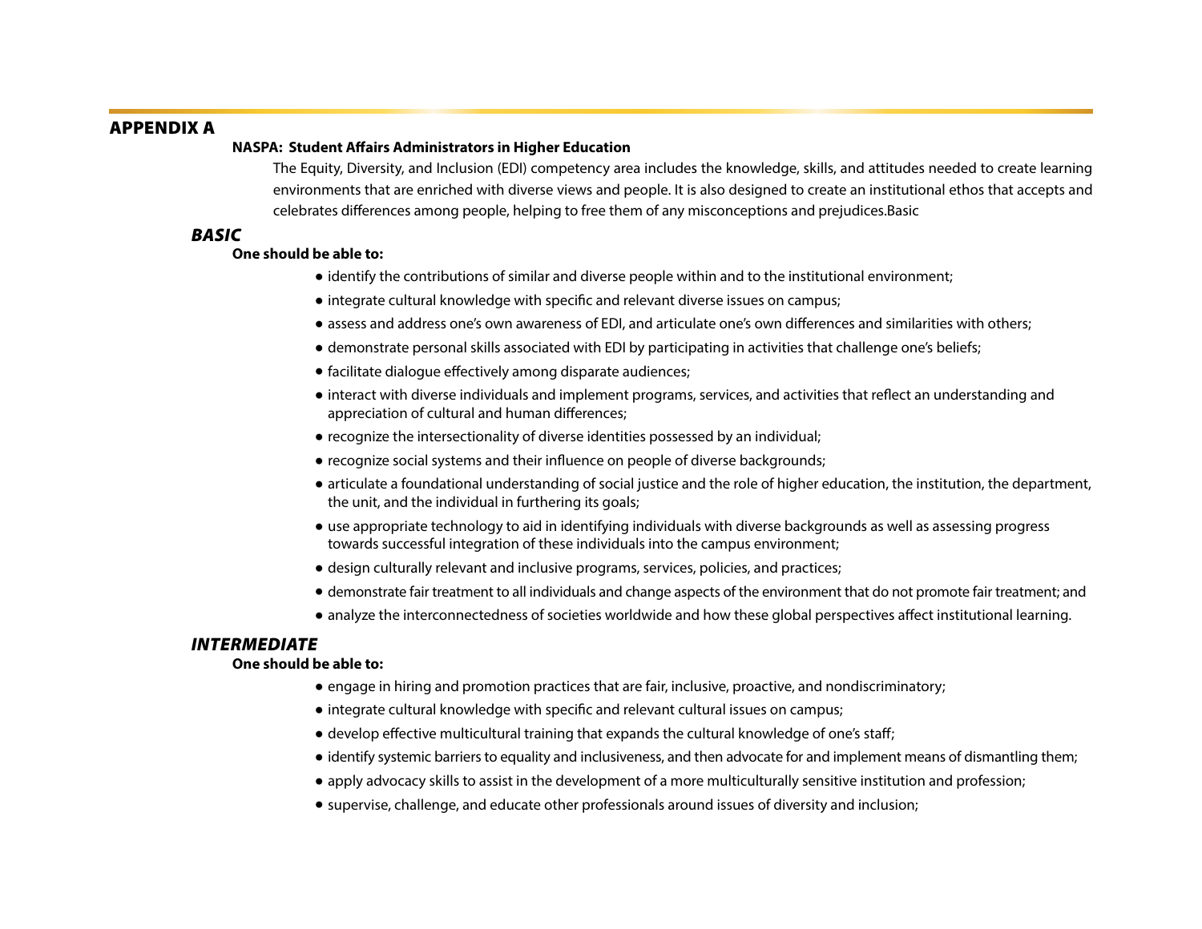## APPENDIX A

**NASPA: Student Affairs Administrators in Higher Education**

The Equity, Diversity, and Inclusion (EDI) competency area includes the knowledge, skills, and attitudes needed to create learning environments that are enriched with diverse views and people. It is also designed to create an institutional ethos that accepts and celebrates differences among people, helping to free them of any misconceptions and prejudices.Basic

### *BASIC*

**One should be able to:**

- identify the contributions of similar and diverse people within and to the institutional environment;
- integrate cultural knowledge with specific and relevant diverse issues on campus;
- assess and address one's own awareness of EDI, and articulate one's own differences and similarities with others;
- demonstrate personal skills associated with EDI by participating in activities that challenge one's beliefs;
- facilitate dialogue effectively among disparate audiences;
- interact with diverse individuals and implement programs, services, and activities that reflect an understanding and appreciation of cultural and human differences;
- recognize the intersectionality of diverse identities possessed by an individual;
- recognize social systems and their influence on people of diverse backgrounds;
- articulate a foundational understanding of social justice and the role of higher education, the institution, the department, the unit, and the individual in furthering its goals;
- use appropriate technology to aid in identifying individuals with diverse backgrounds as well as assessing progress towards successful integration of these individuals into the campus environment;
- design culturally relevant and inclusive programs, services, policies, and practices;
- demonstrate fair treatment to all individuals and change aspects of the environment that do not promote fair treatment; and
- analyze the interconnectedness of societies worldwide and how these global perspectives affect institutional learning.

### *INTERMEDIATE*

**One should be able to:**

- engage in hiring and promotion practices that are fair, inclusive, proactive, and nondiscriminatory;
- integrate cultural knowledge with specific and relevant cultural issues on campus;
- develop effective multicultural training that expands the cultural knowledge of one's staff;
- identify systemic barriers to equality and inclusiveness, and then advocate for and implement means of dismantling them;
- apply advocacy skills to assist in the development of a more multiculturally sensitive institution and profession;
- supervise, challenge, and educate other professionals around issues of diversity and inclusion;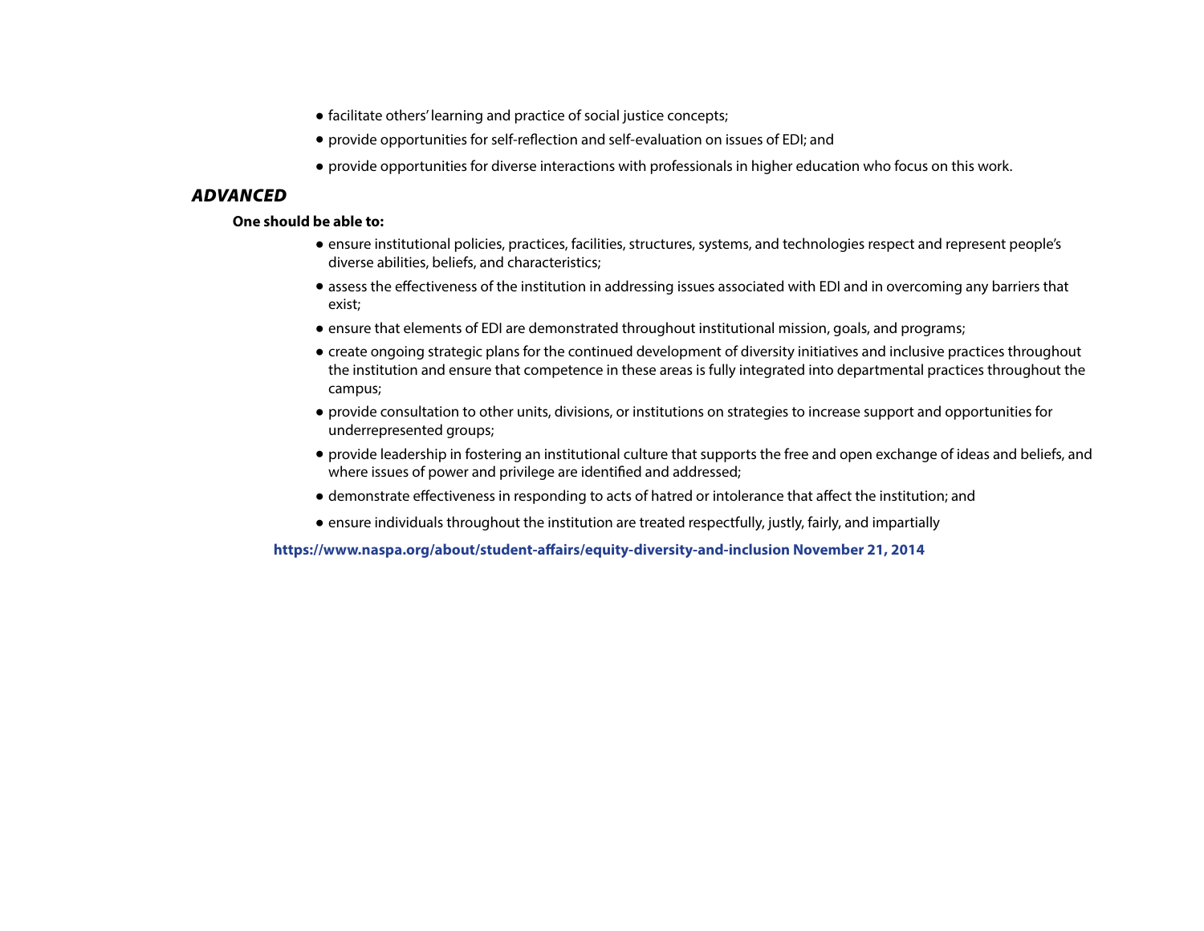- facilitate others' learning and practice of social justice concepts;
- provide opportunities for self-reflection and self-evaluation on issues of EDI; and
- provide opportunities for diverse interactions with professionals in higher education who focus on this work.

### *ADVANCED*

**One should be able to:**

- ensure institutional policies, practices, facilities, structures, systems, and technologies respect and represent people's diverse abilities, beliefs, and characteristics;
- assess the effectiveness of the institution in addressing issues associated with EDI and in overcoming any barriers that exist;
- ensure that elements of EDI are demonstrated throughout institutional mission, goals, and programs;
- create ongoing strategic plans for the continued development of diversity initiatives and inclusive practices throughout the institution and ensure that competence in these areas is fully integrated into departmental practices throughout the campus;
- provide consultation to other units, divisions, or institutions on strategies to increase support and opportunities for underrepresented groups;
- provide leadership in fostering an institutional culture that supports the free and open exchange of ideas and beliefs, and where issues of power and privilege are identified and addressed;
- demonstrate effectiveness in responding to acts of hatred or intolerance that affect the institution; and
- ensure individuals throughout the institution are treated respectfully, justly, fairly, and impartially

**https://www.naspa.org/about/student-affairs/equity-diversity-and-inclusion November 21, 2014**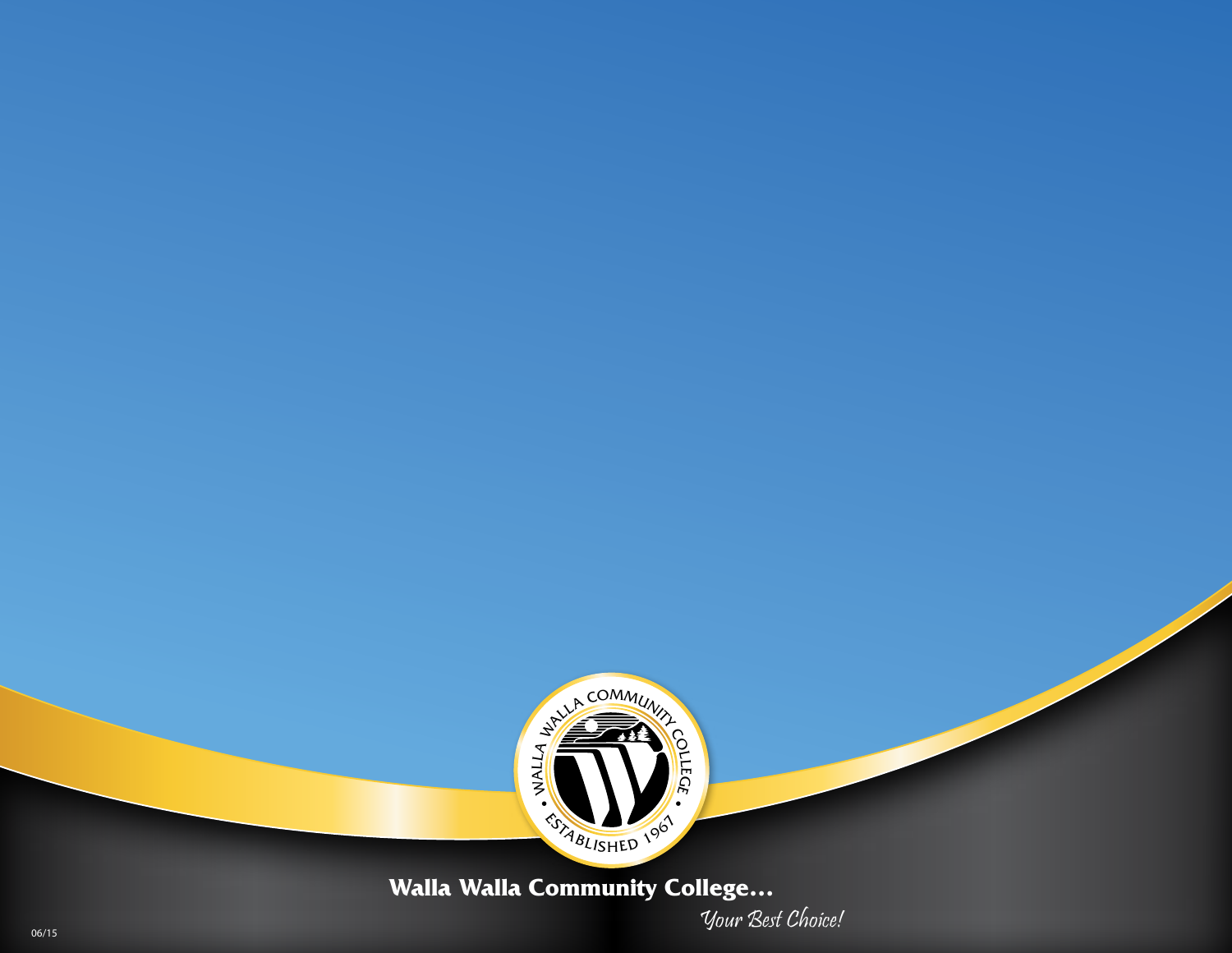**Walla Walla Community College...**

*Your Best Choice!*

06/15